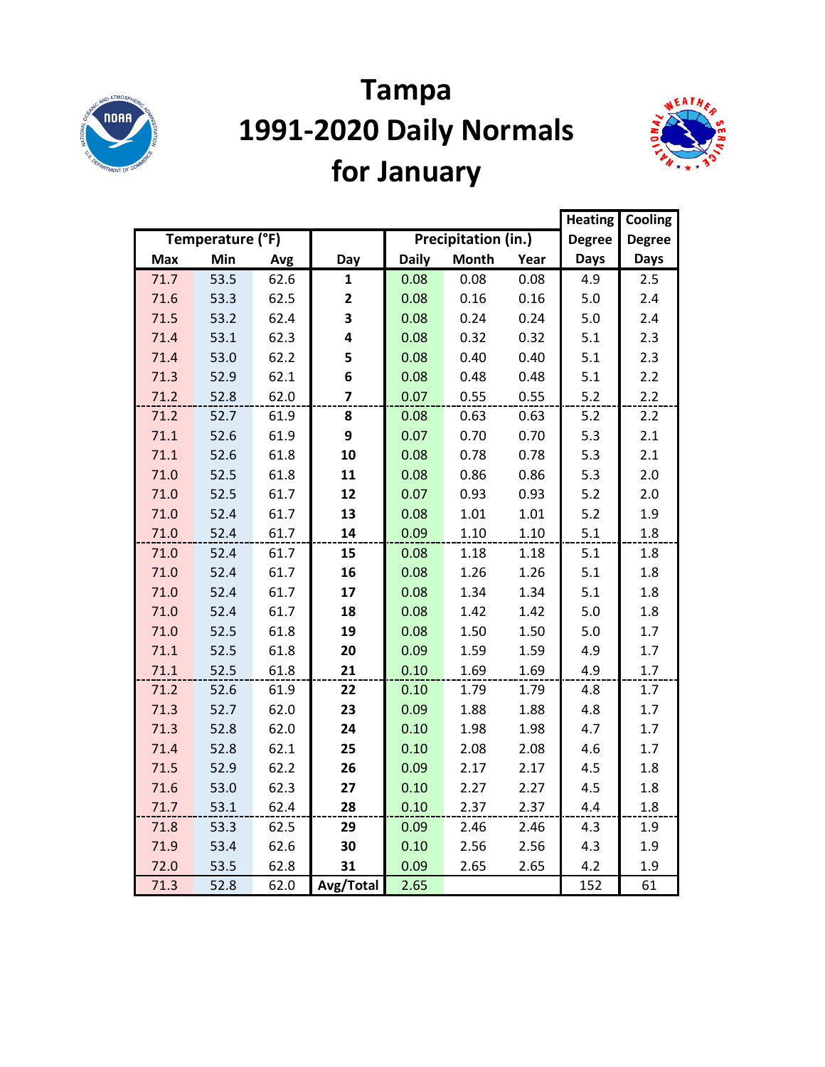# Tampa
# 1991-2020 Daily Normals
# for January

| Temperature (°F) | | | Day | Precipitation (in.) | | | Heating Degree Days | Cooling Degree Days |
|---|---|---|---|---|---|---|---|---|
| Max | Min | Avg | | Daily | Month | Year | | |
| 71.7 | 53.5 | 62.6 | **1** | 0.08 | 0.08 | 0.08 | 4.9 | 2.5 |
| 71.6 | 53.3 | 62.5 | **2** | 0.08 | 0.16 | 0.16 | 5.0 | 2.4 |
| 71.5 | 53.2 | 62.4 | **3** | 0.08 | 0.24 | 0.24 | 5.0 | 2.4 |
| 71.4 | 53.1 | 62.3 | **4** | 0.08 | 0.32 | 0.32 | 5.1 | 2.3 |
| 71.4 | 53.0 | 62.2 | **5** | 0.08 | 0.40 | 0.40 | 5.1 | 2.3 |
| 71.3 | 52.9 | 62.1 | **6** | 0.08 | 0.48 | 0.48 | 5.1 | 2.2 |
| 71.2 | 52.8 | 62.0 | **7** | 0.07 | 0.55 | 0.55 | 5.2 | 2.2 |
| 71.2 | 52.7 | 61.9 | **8** | 0.08 | 0.63 | 0.63 | 5.2 | 2.2 |
| 71.1 | 52.6 | 61.9 | **9** | 0.07 | 0.70 | 0.70 | 5.3 | 2.1 |
| 71.1 | 52.6 | 61.8 | **10** | 0.08 | 0.78 | 0.78 | 5.3 | 2.1 |
| 71.0 | 52.5 | 61.8 | **11** | 0.08 | 0.86 | 0.86 | 5.3 | 2.0 |
| 71.0 | 52.5 | 61.7 | **12** | 0.07 | 0.93 | 0.93 | 5.2 | 2.0 |
| 71.0 | 52.4 | 61.7 | **13** | 0.08 | 1.01 | 1.01 | 5.2 | 1.9 |
| 71.0 | 52.4 | 61.7 | **14** | 0.09 | 1.10 | 1.10 | 5.1 | 1.8 |
| 71.0 | 52.4 | 61.7 | **15** | 0.08 | 1.18 | 1.18 | 5.1 | 1.8 |
| 71.0 | 52.4 | 61.7 | **16** | 0.08 | 1.26 | 1.26 | 5.1 | 1.8 |
| 71.0 | 52.4 | 61.7 | **17** | 0.08 | 1.34 | 1.34 | 5.1 | 1.8 |
| 71.0 | 52.4 | 61.7 | **18** | 0.08 | 1.42 | 1.42 | 5.0 | 1.8 |
| 71.0 | 52.5 | 61.8 | **19** | 0.08 | 1.50 | 1.50 | 5.0 | 1.7 |
| 71.1 | 52.5 | 61.8 | **20** | 0.09 | 1.59 | 1.59 | 4.9 | 1.7 |
| 71.1 | 52.5 | 61.8 | **21** | 0.10 | 1.69 | 1.69 | 4.9 | 1.7 |
| 71.2 | 52.6 | 61.9 | **22** | 0.10 | 1.79 | 1.79 | 4.8 | 1.7 |
| 71.3 | 52.7 | 62.0 | **23** | 0.09 | 1.88 | 1.88 | 4.8 | 1.7 |
| 71.3 | 52.8 | 62.0 | **24** | 0.10 | 1.98 | 1.98 | 4.7 | 1.7 |
| 71.4 | 52.8 | 62.1 | **25** | 0.10 | 2.08 | 2.08 | 4.6 | 1.7 |
| 71.5 | 52.9 | 62.2 | **26** | 0.09 | 2.17 | 2.17 | 4.5 | 1.8 |
| 71.6 | 53.0 | 62.3 | **27** | 0.10 | 2.27 | 2.27 | 4.5 | 1.8 |
| 71.7 | 53.1 | 62.4 | **28** | 0.10 | 2.37 | 2.37 | 4.4 | 1.8 |
| 71.8 | 53.3 | 62.5 | **29** | 0.09 | 2.46 | 2.46 | 4.3 | 1.9 |
| 71.9 | 53.4 | 62.6 | **30** | 0.10 | 2.56 | 2.56 | 4.3 | 1.9 |
| 72.0 | 53.5 | 62.8 | **31** | 0.09 | 2.65 | 2.65 | 4.2 | 1.9 |
| 71.3 | 52.8 | 62.0 | **Avg/Total** | 2.65 | | | 152 | 61 |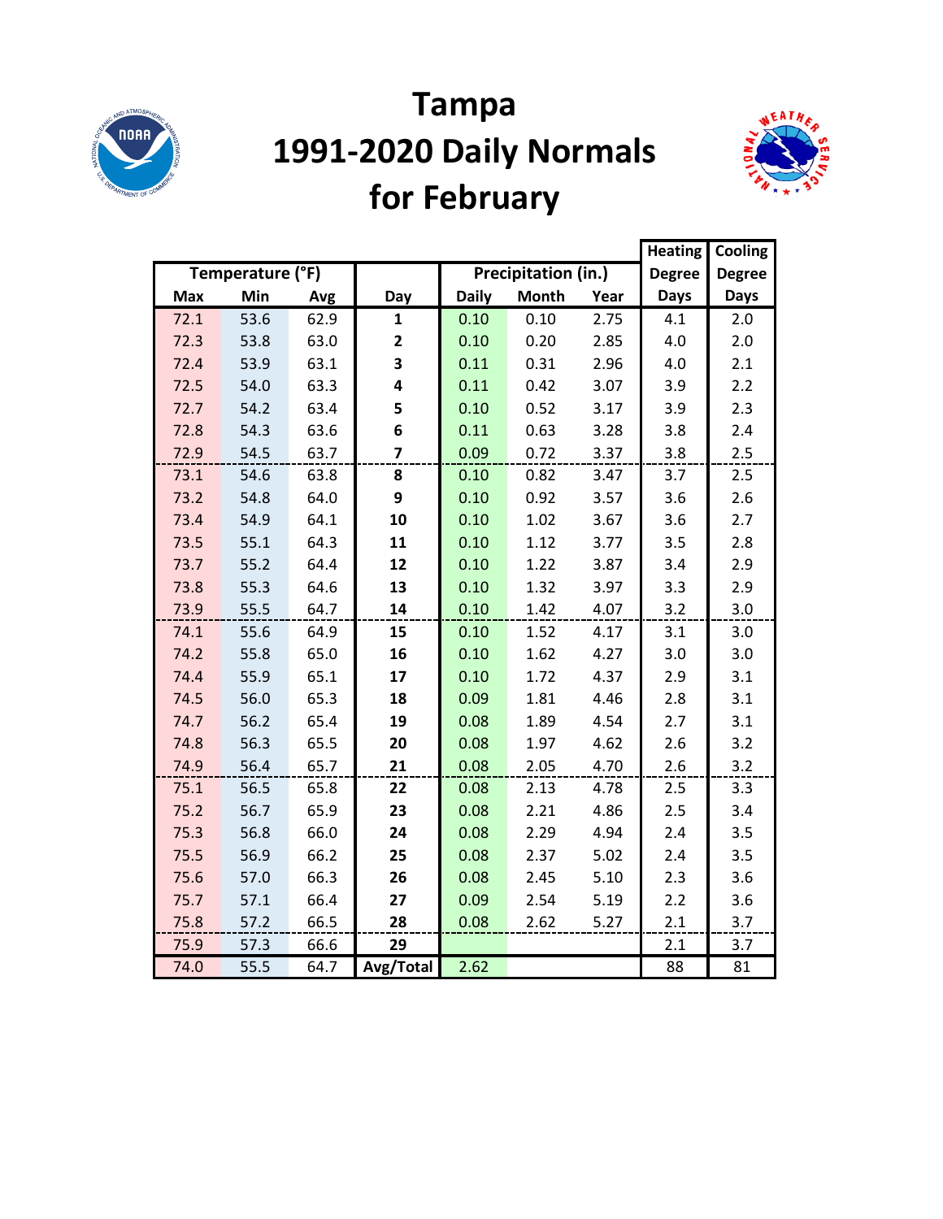# Tampa
# 1991-2020 Daily Normals
# for February

| Temperature (°F) | | | | Precipitation (in.) | | | Heating Degree Days | Cooling Degree Days |
|---|---|---|---|---|---|---|---|---|
| Max | Min | Avg | Day | Daily | Month | Year | | |
| 72.1 | 53.6 | 62.9 | 1 | 0.10 | 0.10 | 2.75 | 4.1 | 2.0 |
| 72.3 | 53.8 | 63.0 | 2 | 0.10 | 0.20 | 2.85 | 4.0 | 2.0 |
| 72.4 | 53.9 | 63.1 | 3 | 0.11 | 0.31 | 2.96 | 4.0 | 2.1 |
| 72.5 | 54.0 | 63.3 | 4 | 0.11 | 0.42 | 3.07 | 3.9 | 2.2 |
| 72.7 | 54.2 | 63.4 | 5 | 0.10 | 0.52 | 3.17 | 3.9 | 2.3 |
| 72.8 | 54.3 | 63.6 | 6 | 0.11 | 0.63 | 3.28 | 3.8 | 2.4 |
| 72.9 | 54.5 | 63.7 | 7 | 0.09 | 0.72 | 3.37 | 3.8 | 2.5 |
| 73.1 | 54.6 | 63.8 | 8 | 0.10 | 0.82 | 3.47 | 3.7 | 2.5 |
| 73.2 | 54.8 | 64.0 | 9 | 0.10 | 0.92 | 3.57 | 3.6 | 2.6 |
| 73.4 | 54.9 | 64.1 | 10 | 0.10 | 1.02 | 3.67 | 3.6 | 2.7 |
| 73.5 | 55.1 | 64.3 | 11 | 0.10 | 1.12 | 3.77 | 3.5 | 2.8 |
| 73.7 | 55.2 | 64.4 | 12 | 0.10 | 1.22 | 3.87 | 3.4 | 2.9 |
| 73.8 | 55.3 | 64.6 | 13 | 0.10 | 1.32 | 3.97 | 3.3 | 2.9 |
| 73.9 | 55.5 | 64.7 | 14 | 0.10 | 1.42 | 4.07 | 3.2 | 3.0 |
| 74.1 | 55.6 | 64.9 | 15 | 0.10 | 1.52 | 4.17 | 3.1 | 3.0 |
| 74.2 | 55.8 | 65.0 | 16 | 0.10 | 1.62 | 4.27 | 3.0 | 3.0 |
| 74.4 | 55.9 | 65.1 | 17 | 0.10 | 1.72 | 4.37 | 2.9 | 3.1 |
| 74.5 | 56.0 | 65.3 | 18 | 0.09 | 1.81 | 4.46 | 2.8 | 3.1 |
| 74.7 | 56.2 | 65.4 | 19 | 0.08 | 1.89 | 4.54 | 2.7 | 3.1 |
| 74.8 | 56.3 | 65.5 | 20 | 0.08 | 1.97 | 4.62 | 2.6 | 3.2 |
| 74.9 | 56.4 | 65.7 | 21 | 0.08 | 2.05 | 4.70 | 2.6 | 3.2 |
| 75.1 | 56.5 | 65.8 | 22 | 0.08 | 2.13 | 4.78 | 2.5 | 3.3 |
| 75.2 | 56.7 | 65.9 | 23 | 0.08 | 2.21 | 4.86 | 2.5 | 3.4 |
| 75.3 | 56.8 | 66.0 | 24 | 0.08 | 2.29 | 4.94 | 2.4 | 3.5 |
| 75.5 | 56.9 | 66.2 | 25 | 0.08 | 2.37 | 5.02 | 2.4 | 3.5 |
| 75.6 | 57.0 | 66.3 | 26 | 0.08 | 2.45 | 5.10 | 2.3 | 3.6 |
| 75.7 | 57.1 | 66.4 | 27 | 0.09 | 2.54 | 5.19 | 2.2 | 3.6 |
| 75.8 | 57.2 | 66.5 | 28 | 0.08 | 2.62 | 5.27 | 2.1 | 3.7 |
| 75.9 | 57.3 | 66.6 | 29 | | | | 2.1 | 3.7 |
| 74.0 | 55.5 | 64.7 | Avg/Total | 2.62 | | | 88 | 81 |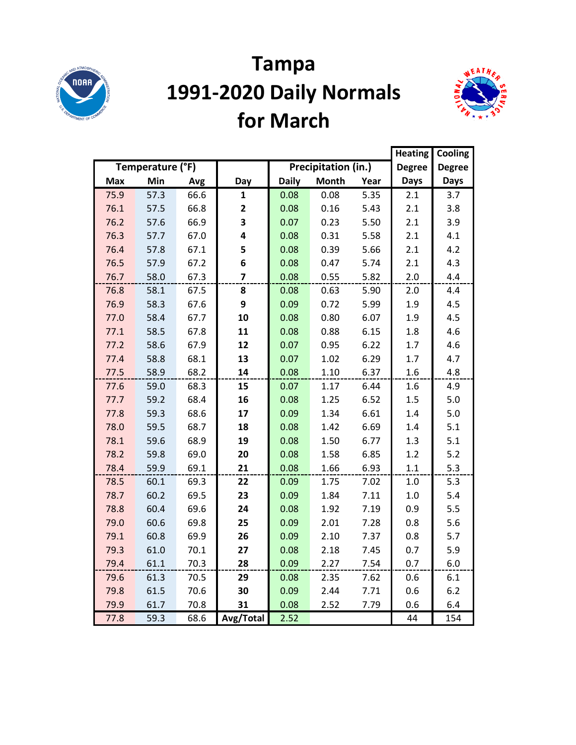# Tampa
# 1991-2020 Daily Normals
# for March

| Temperature (°F) | | | Day | Precipitation (in.) | | | Heating Degree Days | Cooling Degree Days |
|---|---|---|---|---|---|---|---|---|
| Max | Min | Avg | | Daily | Month | Year | | |
| 75.9 | 57.3 | 66.6 | **1** | 0.08 | 0.08 | 5.35 | 2.1 | 3.7 |
| 76.1 | 57.5 | 66.8 | **2** | 0.08 | 0.16 | 5.43 | 2.1 | 3.8 |
| 76.2 | 57.6 | 66.9 | **3** | 0.07 | 0.23 | 5.50 | 2.1 | 3.9 |
| 76.3 | 57.7 | 67.0 | **4** | 0.08 | 0.31 | 5.58 | 2.1 | 4.1 |
| 76.4 | 57.8 | 67.1 | **5** | 0.08 | 0.39 | 5.66 | 2.1 | 4.2 |
| 76.5 | 57.9 | 67.2 | **6** | 0.08 | 0.47 | 5.74 | 2.1 | 4.3 |
| 76.7 | 58.0 | 67.3 | **7** | 0.08 | 0.55 | 5.82 | 2.0 | 4.4 |
| 76.8 | 58.1 | 67.5 | **8** | 0.08 | 0.63 | 5.90 | 2.0 | 4.4 |
| 76.9 | 58.3 | 67.6 | **9** | 0.09 | 0.72 | 5.99 | 1.9 | 4.5 |
| 77.0 | 58.4 | 67.7 | **10** | 0.08 | 0.80 | 6.07 | 1.9 | 4.5 |
| 77.1 | 58.5 | 67.8 | **11** | 0.08 | 0.88 | 6.15 | 1.8 | 4.6 |
| 77.2 | 58.6 | 67.9 | **12** | 0.07 | 0.95 | 6.22 | 1.7 | 4.6 |
| 77.4 | 58.8 | 68.1 | **13** | 0.07 | 1.02 | 6.29 | 1.7 | 4.7 |
| 77.5 | 58.9 | 68.2 | **14** | 0.08 | 1.10 | 6.37 | 1.6 | 4.8 |
| 77.6 | 59.0 | 68.3 | **15** | 0.07 | 1.17 | 6.44 | 1.6 | 4.9 |
| 77.7 | 59.2 | 68.4 | **16** | 0.08 | 1.25 | 6.52 | 1.5 | 5.0 |
| 77.8 | 59.3 | 68.6 | **17** | 0.09 | 1.34 | 6.61 | 1.4 | 5.0 |
| 78.0 | 59.5 | 68.7 | **18** | 0.08 | 1.42 | 6.69 | 1.4 | 5.1 |
| 78.1 | 59.6 | 68.9 | **19** | 0.08 | 1.50 | 6.77 | 1.3 | 5.1 |
| 78.2 | 59.8 | 69.0 | **20** | 0.08 | 1.58 | 6.85 | 1.2 | 5.2 |
| 78.4 | 59.9 | 69.1 | **21** | 0.08 | 1.66 | 6.93 | 1.1 | 5.3 |
| 78.5 | 60.1 | 69.3 | **22** | 0.09 | 1.75 | 7.02 | 1.0 | 5.3 |
| 78.7 | 60.2 | 69.5 | **23** | 0.09 | 1.84 | 7.11 | 1.0 | 5.4 |
| 78.8 | 60.4 | 69.6 | **24** | 0.08 | 1.92 | 7.19 | 0.9 | 5.5 |
| 79.0 | 60.6 | 69.8 | **25** | 0.09 | 2.01 | 7.28 | 0.8 | 5.6 |
| 79.1 | 60.8 | 69.9 | **26** | 0.09 | 2.10 | 7.37 | 0.8 | 5.7 |
| 79.3 | 61.0 | 70.1 | **27** | 0.08 | 2.18 | 7.45 | 0.7 | 5.9 |
| 79.4 | 61.1 | 70.3 | **28** | 0.09 | 2.27 | 7.54 | 0.7 | 6.0 |
| 79.6 | 61.3 | 70.5 | **29** | 0.08 | 2.35 | 7.62 | 0.6 | 6.1 |
| 79.8 | 61.5 | 70.6 | **30** | 0.09 | 2.44 | 7.71 | 0.6 | 6.2 |
| 79.9 | 61.7 | 70.8 | **31** | 0.08 | 2.52 | 7.79 | 0.6 | 6.4 |
| 77.8 | 59.3 | 68.6 | **Avg/Total** | 2.52 | | | 44 | 154 |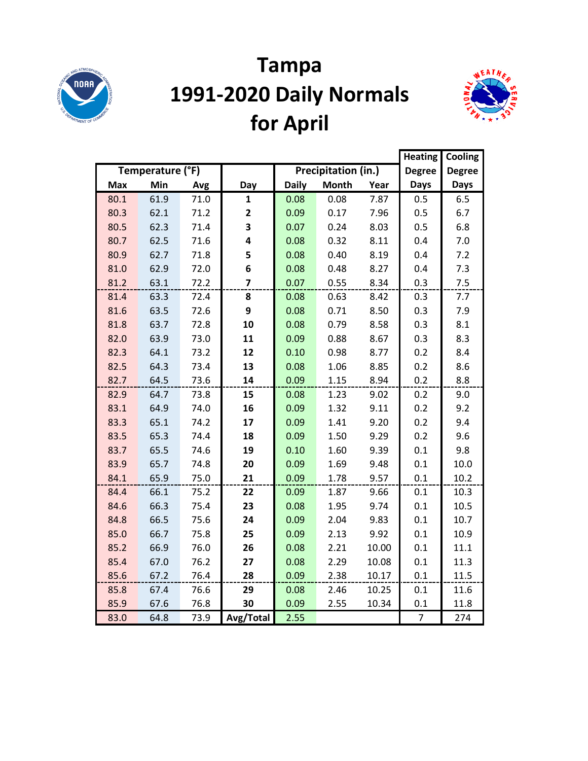# Tampa
# 1991-2020 Daily Normals
# for April

| Temperature (°F) | | | | Precipitation (in.) | | | Heating Degree Days | Cooling Degree Days |
|---|---|---|---|---|---|---|---|---|
| Max | Min | Avg | Day | Daily | Month | Year | | |
| 80.1 | 61.9 | 71.0 | 1 | 0.08 | 0.08 | 7.87 | 0.5 | 6.5 |
| 80.3 | 62.1 | 71.2 | 2 | 0.09 | 0.17 | 7.96 | 0.5 | 6.7 |
| 80.5 | 62.3 | 71.4 | 3 | 0.07 | 0.24 | 8.03 | 0.5 | 6.8 |
| 80.7 | 62.5 | 71.6 | 4 | 0.08 | 0.32 | 8.11 | 0.4 | 7.0 |
| 80.9 | 62.7 | 71.8 | 5 | 0.08 | 0.40 | 8.19 | 0.4 | 7.2 |
| 81.0 | 62.9 | 72.0 | 6 | 0.08 | 0.48 | 8.27 | 0.4 | 7.3 |
| 81.2 | 63.1 | 72.2 | 7 | 0.07 | 0.55 | 8.34 | 0.3 | 7.5 |
| 81.4 | 63.3 | 72.4 | 8 | 0.08 | 0.63 | 8.42 | 0.3 | 7.7 |
| 81.6 | 63.5 | 72.6 | 9 | 0.08 | 0.71 | 8.50 | 0.3 | 7.9 |
| 81.8 | 63.7 | 72.8 | 10 | 0.08 | 0.79 | 8.58 | 0.3 | 8.1 |
| 82.0 | 63.9 | 73.0 | 11 | 0.09 | 0.88 | 8.67 | 0.3 | 8.3 |
| 82.3 | 64.1 | 73.2 | 12 | 0.10 | 0.98 | 8.77 | 0.2 | 8.4 |
| 82.5 | 64.3 | 73.4 | 13 | 0.08 | 1.06 | 8.85 | 0.2 | 8.6 |
| 82.7 | 64.5 | 73.6 | 14 | 0.09 | 1.15 | 8.94 | 0.2 | 8.8 |
| 82.9 | 64.7 | 73.8 | 15 | 0.08 | 1.23 | 9.02 | 0.2 | 9.0 |
| 83.1 | 64.9 | 74.0 | 16 | 0.09 | 1.32 | 9.11 | 0.2 | 9.2 |
| 83.3 | 65.1 | 74.2 | 17 | 0.09 | 1.41 | 9.20 | 0.2 | 9.4 |
| 83.5 | 65.3 | 74.4 | 18 | 0.09 | 1.50 | 9.29 | 0.2 | 9.6 |
| 83.7 | 65.5 | 74.6 | 19 | 0.10 | 1.60 | 9.39 | 0.1 | 9.8 |
| 83.9 | 65.7 | 74.8 | 20 | 0.09 | 1.69 | 9.48 | 0.1 | 10.0 |
| 84.1 | 65.9 | 75.0 | 21 | 0.09 | 1.78 | 9.57 | 0.1 | 10.2 |
| 84.4 | 66.1 | 75.2 | 22 | 0.09 | 1.87 | 9.66 | 0.1 | 10.3 |
| 84.6 | 66.3 | 75.4 | 23 | 0.08 | 1.95 | 9.74 | 0.1 | 10.5 |
| 84.8 | 66.5 | 75.6 | 24 | 0.09 | 2.04 | 9.83 | 0.1 | 10.7 |
| 85.0 | 66.7 | 75.8 | 25 | 0.09 | 2.13 | 9.92 | 0.1 | 10.9 |
| 85.2 | 66.9 | 76.0 | 26 | 0.08 | 2.21 | 10.00 | 0.1 | 11.1 |
| 85.4 | 67.0 | 76.2 | 27 | 0.08 | 2.29 | 10.08 | 0.1 | 11.3 |
| 85.6 | 67.2 | 76.4 | 28 | 0.09 | 2.38 | 10.17 | 0.1 | 11.5 |
| 85.8 | 67.4 | 76.6 | 29 | 0.08 | 2.46 | 10.25 | 0.1 | 11.6 |
| 85.9 | 67.6 | 76.8 | 30 | 0.09 | 2.55 | 10.34 | 0.1 | 11.8 |
| 83.0 | 64.8 | 73.9 | Avg/Total | 2.55 | | | 7 | 274 |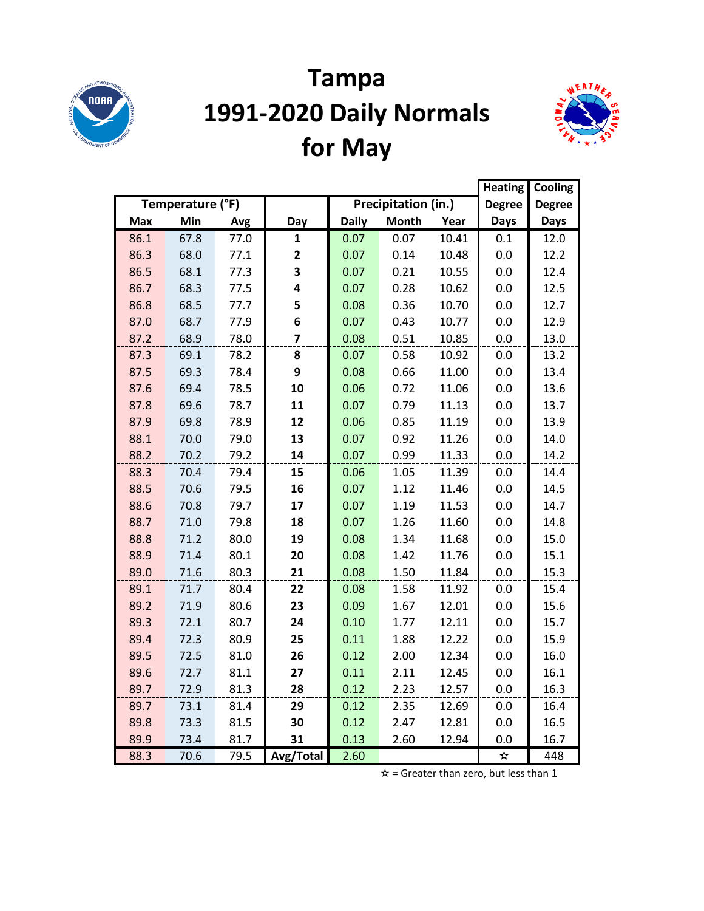# Tampa
# 1991-2020 Daily Normals
# for May

| Temperature (°F) | | | | Precipitation (in.) | | | Heating Degree Days | Cooling Degree Days |
|---|---|---|---|---|---|---|---|---|
| Max | Min | Avg | Day | Daily | Month | Year | | |
| 86.1 | 67.8 | 77.0 | **1** | 0.07 | 0.07 | 10.41 | 0.1 | 12.0 |
| 86.3 | 68.0 | 77.1 | **2** | 0.07 | 0.14 | 10.48 | 0.0 | 12.2 |
| 86.5 | 68.1 | 77.3 | **3** | 0.07 | 0.21 | 10.55 | 0.0 | 12.4 |
| 86.7 | 68.3 | 77.5 | **4** | 0.07 | 0.28 | 10.62 | 0.0 | 12.5 |
| 86.8 | 68.5 | 77.7 | **5** | 0.08 | 0.36 | 10.70 | 0.0 | 12.7 |
| 87.0 | 68.7 | 77.9 | **6** | 0.07 | 0.43 | 10.77 | 0.0 | 12.9 |
| 87.2 | 68.9 | 78.0 | **7** | 0.08 | 0.51 | 10.85 | 0.0 | 13.0 |
| 87.3 | 69.1 | 78.2 | **8** | 0.07 | 0.58 | 10.92 | 0.0 | 13.2 |
| 87.5 | 69.3 | 78.4 | **9** | 0.08 | 0.66 | 11.00 | 0.0 | 13.4 |
| 87.6 | 69.4 | 78.5 | **10** | 0.06 | 0.72 | 11.06 | 0.0 | 13.6 |
| 87.8 | 69.6 | 78.7 | **11** | 0.07 | 0.79 | 11.13 | 0.0 | 13.7 |
| 87.9 | 69.8 | 78.9 | **12** | 0.06 | 0.85 | 11.19 | 0.0 | 13.9 |
| 88.1 | 70.0 | 79.0 | **13** | 0.07 | 0.92 | 11.26 | 0.0 | 14.0 |
| 88.2 | 70.2 | 79.2 | **14** | 0.07 | 0.99 | 11.33 | 0.0 | 14.2 |
| 88.3 | 70.4 | 79.4 | **15** | 0.06 | 1.05 | 11.39 | 0.0 | 14.4 |
| 88.5 | 70.6 | 79.5 | **16** | 0.07 | 1.12 | 11.46 | 0.0 | 14.5 |
| 88.6 | 70.8 | 79.7 | **17** | 0.07 | 1.19 | 11.53 | 0.0 | 14.7 |
| 88.7 | 71.0 | 79.8 | **18** | 0.07 | 1.26 | 11.60 | 0.0 | 14.8 |
| 88.8 | 71.2 | 80.0 | **19** | 0.08 | 1.34 | 11.68 | 0.0 | 15.0 |
| 88.9 | 71.4 | 80.1 | **20** | 0.08 | 1.42 | 11.76 | 0.0 | 15.1 |
| 89.0 | 71.6 | 80.3 | **21** | 0.08 | 1.50 | 11.84 | 0.0 | 15.3 |
| 89.1 | 71.7 | 80.4 | **22** | 0.08 | 1.58 | 11.92 | 0.0 | 15.4 |
| 89.2 | 71.9 | 80.6 | **23** | 0.09 | 1.67 | 12.01 | 0.0 | 15.6 |
| 89.3 | 72.1 | 80.7 | **24** | 0.10 | 1.77 | 12.11 | 0.0 | 15.7 |
| 89.4 | 72.3 | 80.9 | **25** | 0.11 | 1.88 | 12.22 | 0.0 | 15.9 |
| 89.5 | 72.5 | 81.0 | **26** | 0.12 | 2.00 | 12.34 | 0.0 | 16.0 |
| 89.6 | 72.7 | 81.1 | **27** | 0.11 | 2.11 | 12.45 | 0.0 | 16.1 |
| 89.7 | 72.9 | 81.3 | **28** | 0.12 | 2.23 | 12.57 | 0.0 | 16.3 |
| 89.7 | 73.1 | 81.4 | **29** | 0.12 | 2.35 | 12.69 | 0.0 | 16.4 |
| 89.8 | 73.3 | 81.5 | **30** | 0.12 | 2.47 | 12.81 | 0.0 | 16.5 |
| 89.9 | 73.4 | 81.7 | **31** | 0.13 | 2.60 | 12.94 | 0.0 | 16.7 |
| 88.3 | 70.6 | 79.5 | **Avg/Total** | 2.60 | | | ☆ | 448 |

☆ = Greater than zero, but less than 1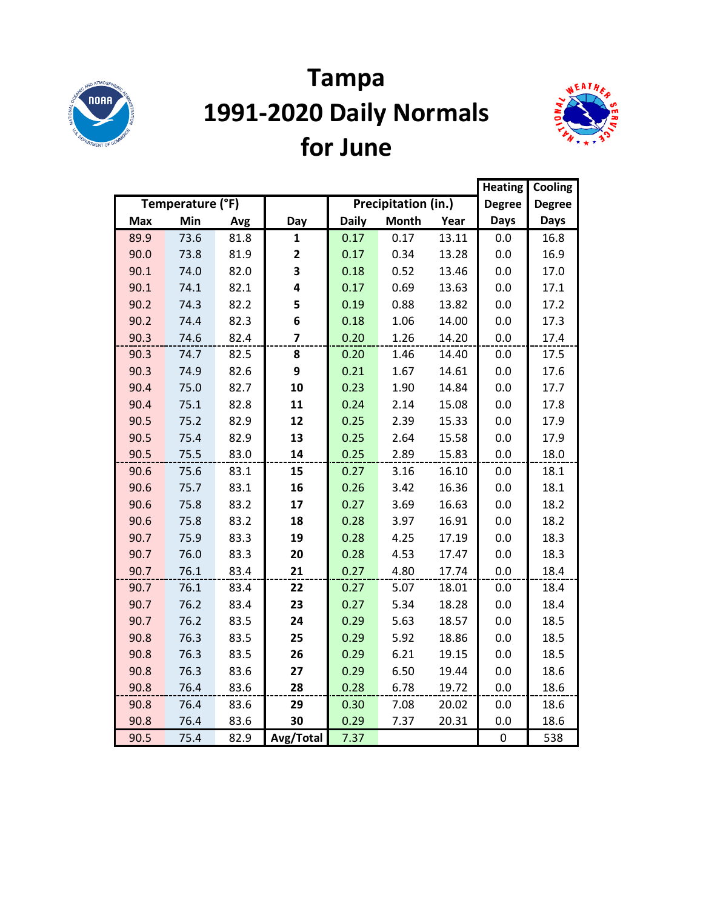# Tampa
# 1991-2020 Daily Normals
# for June

| Temperature (°F) | | | | Precipitation (in.) | | | Heating Degree Days | Cooling Degree Days |
|---|---|---|---|---|---|---|---|---|
| Max | Min | Avg | Day | Daily | Month | Year | | |
| 89.9 | 73.6 | 81.8 | **1** | 0.17 | 0.17 | 13.11 | 0.0 | 16.8 |
| 90.0 | 73.8 | 81.9 | **2** | 0.17 | 0.34 | 13.28 | 0.0 | 16.9 |
| 90.1 | 74.0 | 82.0 | **3** | 0.18 | 0.52 | 13.46 | 0.0 | 17.0 |
| 90.1 | 74.1 | 82.1 | **4** | 0.17 | 0.69 | 13.63 | 0.0 | 17.1 |
| 90.2 | 74.3 | 82.2 | **5** | 0.19 | 0.88 | 13.82 | 0.0 | 17.2 |
| 90.2 | 74.4 | 82.3 | **6** | 0.18 | 1.06 | 14.00 | 0.0 | 17.3 |
| 90.3 | 74.6 | 82.4 | **7** | 0.20 | 1.26 | 14.20 | 0.0 | 17.4 |
| 90.3 | 74.7 | 82.5 | **8** | 0.20 | 1.46 | 14.40 | 0.0 | 17.5 |
| 90.3 | 74.9 | 82.6 | **9** | 0.21 | 1.67 | 14.61 | 0.0 | 17.6 |
| 90.4 | 75.0 | 82.7 | **10** | 0.23 | 1.90 | 14.84 | 0.0 | 17.7 |
| 90.4 | 75.1 | 82.8 | **11** | 0.24 | 2.14 | 15.08 | 0.0 | 17.8 |
| 90.5 | 75.2 | 82.9 | **12** | 0.25 | 2.39 | 15.33 | 0.0 | 17.9 |
| 90.5 | 75.4 | 82.9 | **13** | 0.25 | 2.64 | 15.58 | 0.0 | 17.9 |
| 90.5 | 75.5 | 83.0 | **14** | 0.25 | 2.89 | 15.83 | 0.0 | 18.0 |
| 90.6 | 75.6 | 83.1 | **15** | 0.27 | 3.16 | 16.10 | 0.0 | 18.1 |
| 90.6 | 75.7 | 83.1 | **16** | 0.26 | 3.42 | 16.36 | 0.0 | 18.1 |
| 90.6 | 75.8 | 83.2 | **17** | 0.27 | 3.69 | 16.63 | 0.0 | 18.2 |
| 90.6 | 75.8 | 83.2 | **18** | 0.28 | 3.97 | 16.91 | 0.0 | 18.2 |
| 90.7 | 75.9 | 83.3 | **19** | 0.28 | 4.25 | 17.19 | 0.0 | 18.3 |
| 90.7 | 76.0 | 83.3 | **20** | 0.28 | 4.53 | 17.47 | 0.0 | 18.3 |
| 90.7 | 76.1 | 83.4 | **21** | 0.27 | 4.80 | 17.74 | 0.0 | 18.4 |
| 90.7 | 76.1 | 83.4 | **22** | 0.27 | 5.07 | 18.01 | 0.0 | 18.4 |
| 90.7 | 76.2 | 83.4 | **23** | 0.27 | 5.34 | 18.28 | 0.0 | 18.4 |
| 90.7 | 76.2 | 83.5 | **24** | 0.29 | 5.63 | 18.57 | 0.0 | 18.5 |
| 90.8 | 76.3 | 83.5 | **25** | 0.29 | 5.92 | 18.86 | 0.0 | 18.5 |
| 90.8 | 76.3 | 83.5 | **26** | 0.29 | 6.21 | 19.15 | 0.0 | 18.5 |
| 90.8 | 76.3 | 83.6 | **27** | 0.29 | 6.50 | 19.44 | 0.0 | 18.6 |
| 90.8 | 76.4 | 83.6 | **28** | 0.28 | 6.78 | 19.72 | 0.0 | 18.6 |
| 90.8 | 76.4 | 83.6 | **29** | 0.30 | 7.08 | 20.02 | 0.0 | 18.6 |
| 90.8 | 76.4 | 83.6 | **30** | 0.29 | 7.37 | 20.31 | 0.0 | 18.6 |
| 90.5 | 75.4 | 82.9 | **Avg/Total** | 7.37 | | | 0 | 538 |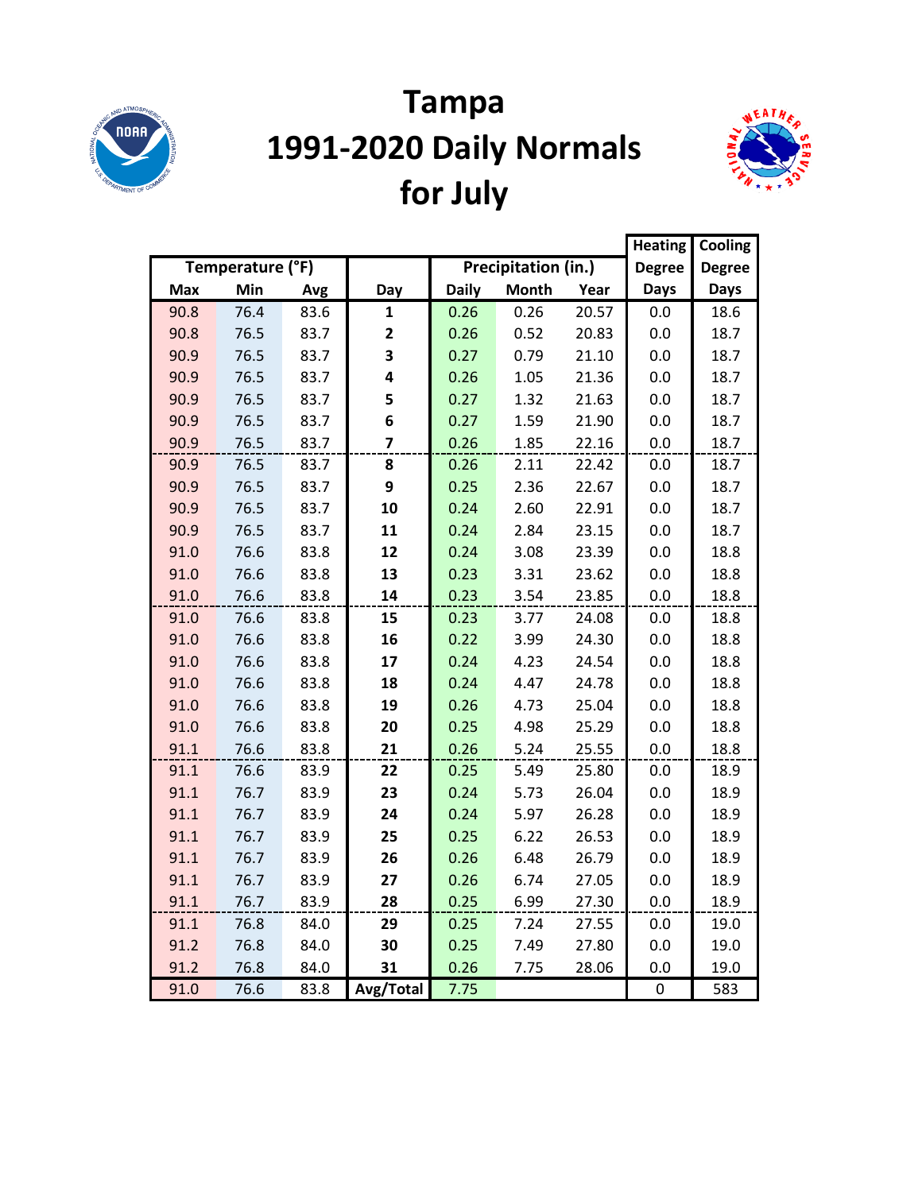# Tampa
# 1991-2020 Daily Normals
# for July

| Temperature (°F) | | | | Precipitation (in.) | | | Heating Degree Days | Cooling Degree Days |
|---|---|---|---|---|---|---|---|---|
| Max | Min | Avg | Day | Daily | Month | Year | | |
| 90.8 | 76.4 | 83.6 | **1** | 0.26 | 0.26 | 20.57 | 0.0 | 18.6 |
| 90.8 | 76.5 | 83.7 | **2** | 0.26 | 0.52 | 20.83 | 0.0 | 18.7 |
| 90.9 | 76.5 | 83.7 | **3** | 0.27 | 0.79 | 21.10 | 0.0 | 18.7 |
| 90.9 | 76.5 | 83.7 | **4** | 0.26 | 1.05 | 21.36 | 0.0 | 18.7 |
| 90.9 | 76.5 | 83.7 | **5** | 0.27 | 1.32 | 21.63 | 0.0 | 18.7 |
| 90.9 | 76.5 | 83.7 | **6** | 0.27 | 1.59 | 21.90 | 0.0 | 18.7 |
| 90.9 | 76.5 | 83.7 | **7** | 0.26 | 1.85 | 22.16 | 0.0 | 18.7 |
| 90.9 | 76.5 | 83.7 | **8** | 0.26 | 2.11 | 22.42 | 0.0 | 18.7 |
| 90.9 | 76.5 | 83.7 | **9** | 0.25 | 2.36 | 22.67 | 0.0 | 18.7 |
| 90.9 | 76.5 | 83.7 | **10** | 0.24 | 2.60 | 22.91 | 0.0 | 18.7 |
| 90.9 | 76.5 | 83.7 | **11** | 0.24 | 2.84 | 23.15 | 0.0 | 18.7 |
| 91.0 | 76.6 | 83.8 | **12** | 0.24 | 3.08 | 23.39 | 0.0 | 18.8 |
| 91.0 | 76.6 | 83.8 | **13** | 0.23 | 3.31 | 23.62 | 0.0 | 18.8 |
| 91.0 | 76.6 | 83.8 | **14** | 0.23 | 3.54 | 23.85 | 0.0 | 18.8 |
| 91.0 | 76.6 | 83.8 | **15** | 0.23 | 3.77 | 24.08 | 0.0 | 18.8 |
| 91.0 | 76.6 | 83.8 | **16** | 0.22 | 3.99 | 24.30 | 0.0 | 18.8 |
| 91.0 | 76.6 | 83.8 | **17** | 0.24 | 4.23 | 24.54 | 0.0 | 18.8 |
| 91.0 | 76.6 | 83.8 | **18** | 0.24 | 4.47 | 24.78 | 0.0 | 18.8 |
| 91.0 | 76.6 | 83.8 | **19** | 0.26 | 4.73 | 25.04 | 0.0 | 18.8 |
| 91.0 | 76.6 | 83.8 | **20** | 0.25 | 4.98 | 25.29 | 0.0 | 18.8 |
| 91.1 | 76.6 | 83.8 | **21** | 0.26 | 5.24 | 25.55 | 0.0 | 18.8 |
| 91.1 | 76.6 | 83.9 | **22** | 0.25 | 5.49 | 25.80 | 0.0 | 18.9 |
| 91.1 | 76.7 | 83.9 | **23** | 0.24 | 5.73 | 26.04 | 0.0 | 18.9 |
| 91.1 | 76.7 | 83.9 | **24** | 0.24 | 5.97 | 26.28 | 0.0 | 18.9 |
| 91.1 | 76.7 | 83.9 | **25** | 0.25 | 6.22 | 26.53 | 0.0 | 18.9 |
| 91.1 | 76.7 | 83.9 | **26** | 0.26 | 6.48 | 26.79 | 0.0 | 18.9 |
| 91.1 | 76.7 | 83.9 | **27** | 0.26 | 6.74 | 27.05 | 0.0 | 18.9 |
| 91.1 | 76.7 | 83.9 | **28** | 0.25 | 6.99 | 27.30 | 0.0 | 18.9 |
| 91.1 | 76.8 | 84.0 | **29** | 0.25 | 7.24 | 27.55 | 0.0 | 19.0 |
| 91.2 | 76.8 | 84.0 | **30** | 0.25 | 7.49 | 27.80 | 0.0 | 19.0 |
| 91.2 | 76.8 | 84.0 | **31** | 0.26 | 7.75 | 28.06 | 0.0 | 19.0 |
| 91.0 | 76.6 | 83.8 | **Avg/Total** | 7.75 | | | 0 | 583 |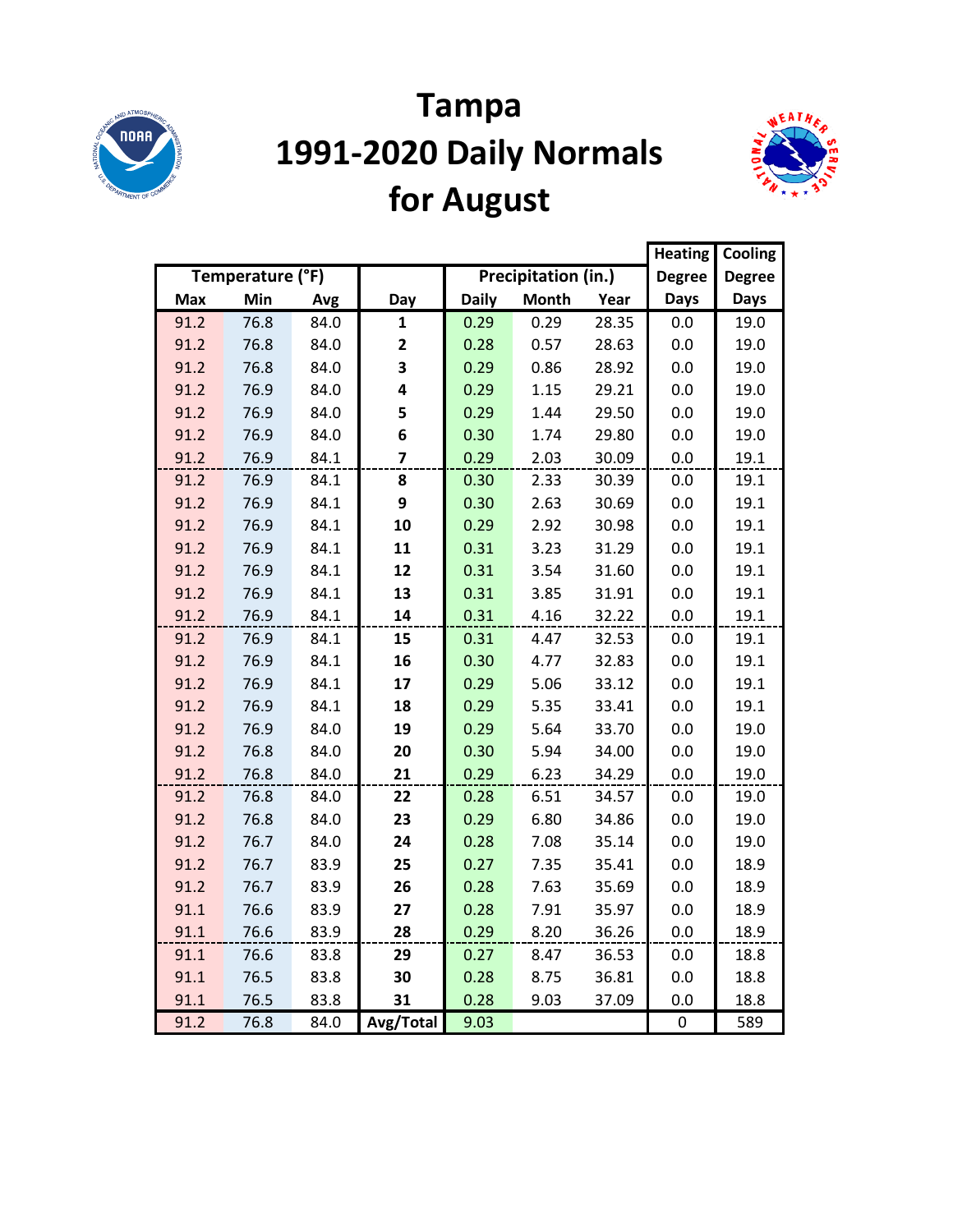# Tampa
# 1991-2020 Daily Normals
# for August

| Temperature (°F) | | | | Precipitation (in.) | | | Heating Degree Days | Cooling Degree Days |
|---|---|---|---|---|---|---|---|---|
| Max | Min | Avg | Day | Daily | Month | Year | | |
| 91.2 | 76.8 | 84.0 | 1 | 0.29 | 0.29 | 28.35 | 0.0 | 19.0 |
| 91.2 | 76.8 | 84.0 | 2 | 0.28 | 0.57 | 28.63 | 0.0 | 19.0 |
| 91.2 | 76.8 | 84.0 | 3 | 0.29 | 0.86 | 28.92 | 0.0 | 19.0 |
| 91.2 | 76.9 | 84.0 | 4 | 0.29 | 1.15 | 29.21 | 0.0 | 19.0 |
| 91.2 | 76.9 | 84.0 | 5 | 0.29 | 1.44 | 29.50 | 0.0 | 19.0 |
| 91.2 | 76.9 | 84.0 | 6 | 0.30 | 1.74 | 29.80 | 0.0 | 19.0 |
| 91.2 | 76.9 | 84.1 | 7 | 0.29 | 2.03 | 30.09 | 0.0 | 19.1 |
| 91.2 | 76.9 | 84.1 | 8 | 0.30 | 2.33 | 30.39 | 0.0 | 19.1 |
| 91.2 | 76.9 | 84.1 | 9 | 0.30 | 2.63 | 30.69 | 0.0 | 19.1 |
| 91.2 | 76.9 | 84.1 | 10 | 0.29 | 2.92 | 30.98 | 0.0 | 19.1 |
| 91.2 | 76.9 | 84.1 | 11 | 0.31 | 3.23 | 31.29 | 0.0 | 19.1 |
| 91.2 | 76.9 | 84.1 | 12 | 0.31 | 3.54 | 31.60 | 0.0 | 19.1 |
| 91.2 | 76.9 | 84.1 | 13 | 0.31 | 3.85 | 31.91 | 0.0 | 19.1 |
| 91.2 | 76.9 | 84.1 | 14 | 0.31 | 4.16 | 32.22 | 0.0 | 19.1 |
| 91.2 | 76.9 | 84.1 | 15 | 0.31 | 4.47 | 32.53 | 0.0 | 19.1 |
| 91.2 | 76.9 | 84.1 | 16 | 0.30 | 4.77 | 32.83 | 0.0 | 19.1 |
| 91.2 | 76.9 | 84.1 | 17 | 0.29 | 5.06 | 33.12 | 0.0 | 19.1 |
| 91.2 | 76.9 | 84.1 | 18 | 0.29 | 5.35 | 33.41 | 0.0 | 19.1 |
| 91.2 | 76.9 | 84.0 | 19 | 0.29 | 5.64 | 33.70 | 0.0 | 19.0 |
| 91.2 | 76.8 | 84.0 | 20 | 0.30 | 5.94 | 34.00 | 0.0 | 19.0 |
| 91.2 | 76.8 | 84.0 | 21 | 0.29 | 6.23 | 34.29 | 0.0 | 19.0 |
| 91.2 | 76.8 | 84.0 | 22 | 0.28 | 6.51 | 34.57 | 0.0 | 19.0 |
| 91.2 | 76.8 | 84.0 | 23 | 0.29 | 6.80 | 34.86 | 0.0 | 19.0 |
| 91.2 | 76.7 | 84.0 | 24 | 0.28 | 7.08 | 35.14 | 0.0 | 19.0 |
| 91.2 | 76.7 | 83.9 | 25 | 0.27 | 7.35 | 35.41 | 0.0 | 18.9 |
| 91.2 | 76.7 | 83.9 | 26 | 0.28 | 7.63 | 35.69 | 0.0 | 18.9 |
| 91.1 | 76.6 | 83.9 | 27 | 0.28 | 7.91 | 35.97 | 0.0 | 18.9 |
| 91.1 | 76.6 | 83.9 | 28 | 0.29 | 8.20 | 36.26 | 0.0 | 18.9 |
| 91.1 | 76.6 | 83.8 | 29 | 0.27 | 8.47 | 36.53 | 0.0 | 18.8 |
| 91.1 | 76.5 | 83.8 | 30 | 0.28 | 8.75 | 36.81 | 0.0 | 18.8 |
| 91.1 | 76.5 | 83.8 | 31 | 0.28 | 9.03 | 37.09 | 0.0 | 18.8 |
| 91.2 | 76.8 | 84.0 | Avg/Total | 9.03 | | | 0 | 589 |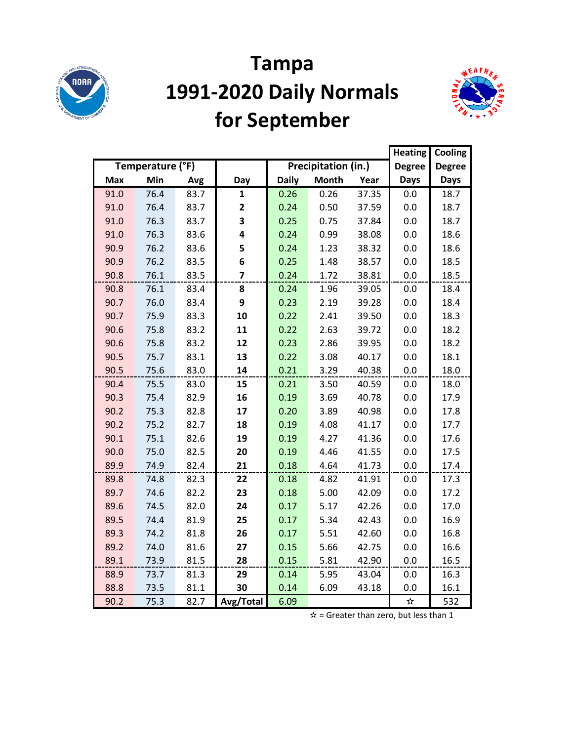# Tampa
# 1991-2020 Daily Normals
# for September

| Temperature (°F) | | | Day | Precipitation (in.) | | | Heating Degree Days | Cooling Degree Days |
|---|---|---|---|---|---|---|---|---|
| Max | Min | Avg | | Daily | Month | Year | | |
| 91.0 | 76.4 | 83.7 | **1** | 0.26 | 0.26 | 37.35 | 0.0 | 18.7 |
| 91.0 | 76.4 | 83.7 | **2** | 0.24 | 0.50 | 37.59 | 0.0 | 18.7 |
| 91.0 | 76.3 | 83.7 | **3** | 0.25 | 0.75 | 37.84 | 0.0 | 18.7 |
| 91.0 | 76.3 | 83.6 | **4** | 0.24 | 0.99 | 38.08 | 0.0 | 18.6 |
| 90.9 | 76.2 | 83.6 | **5** | 0.24 | 1.23 | 38.32 | 0.0 | 18.6 |
| 90.9 | 76.2 | 83.5 | **6** | 0.25 | 1.48 | 38.57 | 0.0 | 18.5 |
| 90.8 | 76.1 | 83.5 | **7** | 0.24 | 1.72 | 38.81 | 0.0 | 18.5 |
| 90.8 | 76.1 | 83.4 | **8** | 0.24 | 1.96 | 39.05 | 0.0 | 18.4 |
| 90.7 | 76.0 | 83.4 | **9** | 0.23 | 2.19 | 39.28 | 0.0 | 18.4 |
| 90.7 | 75.9 | 83.3 | **10** | 0.22 | 2.41 | 39.50 | 0.0 | 18.3 |
| 90.6 | 75.8 | 83.2 | **11** | 0.22 | 2.63 | 39.72 | 0.0 | 18.2 |
| 90.6 | 75.8 | 83.2 | **12** | 0.23 | 2.86 | 39.95 | 0.0 | 18.2 |
| 90.5 | 75.7 | 83.1 | **13** | 0.22 | 3.08 | 40.17 | 0.0 | 18.1 |
| 90.5 | 75.6 | 83.0 | **14** | 0.21 | 3.29 | 40.38 | 0.0 | 18.0 |
| 90.4 | 75.5 | 83.0 | **15** | 0.21 | 3.50 | 40.59 | 0.0 | 18.0 |
| 90.3 | 75.4 | 82.9 | **16** | 0.19 | 3.69 | 40.78 | 0.0 | 17.9 |
| 90.2 | 75.3 | 82.8 | **17** | 0.20 | 3.89 | 40.98 | 0.0 | 17.8 |
| 90.2 | 75.2 | 82.7 | **18** | 0.19 | 4.08 | 41.17 | 0.0 | 17.7 |
| 90.1 | 75.1 | 82.6 | **19** | 0.19 | 4.27 | 41.36 | 0.0 | 17.6 |
| 90.0 | 75.0 | 82.5 | **20** | 0.19 | 4.46 | 41.55 | 0.0 | 17.5 |
| 89.9 | 74.9 | 82.4 | **21** | 0.18 | 4.64 | 41.73 | 0.0 | 17.4 |
| 89.8 | 74.8 | 82.3 | **22** | 0.18 | 4.82 | 41.91 | 0.0 | 17.3 |
| 89.7 | 74.6 | 82.2 | **23** | 0.18 | 5.00 | 42.09 | 0.0 | 17.2 |
| 89.6 | 74.5 | 82.0 | **24** | 0.17 | 5.17 | 42.26 | 0.0 | 17.0 |
| 89.5 | 74.4 | 81.9 | **25** | 0.17 | 5.34 | 42.43 | 0.0 | 16.9 |
| 89.3 | 74.2 | 81.8 | **26** | 0.17 | 5.51 | 42.60 | 0.0 | 16.8 |
| 89.2 | 74.0 | 81.6 | **27** | 0.15 | 5.66 | 42.75 | 0.0 | 16.6 |
| 89.1 | 73.9 | 81.5 | **28** | 0.15 | 5.81 | 42.90 | 0.0 | 16.5 |
| 88.9 | 73.7 | 81.3 | **29** | 0.14 | 5.95 | 43.04 | 0.0 | 16.3 |
| 88.8 | 73.5 | 81.1 | **30** | 0.14 | 6.09 | 43.18 | 0.0 | 16.1 |
| 90.2 | 75.3 | 82.7 | **Avg/Total** | 6.09 | | | ☆ | 532 |

☆ = Greater than zero, but less than 1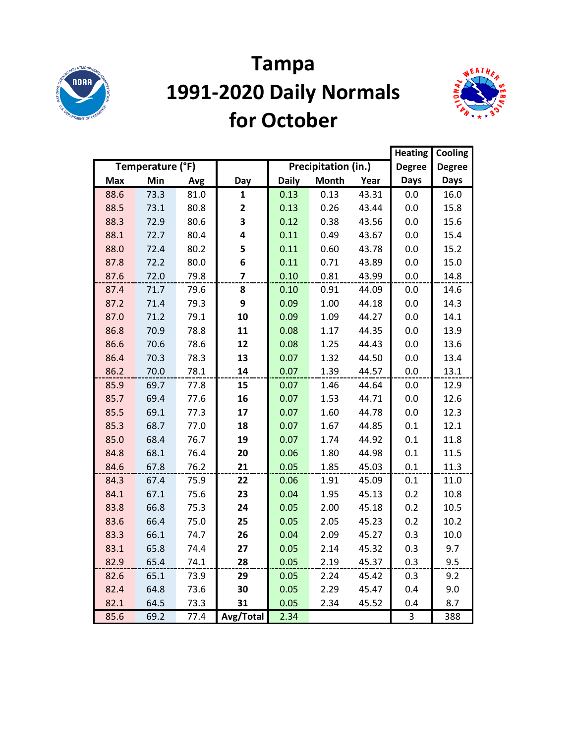# Tampa
# 1991-2020 Daily Normals
# for October

| Temperature (°F) | | | | Precipitation (in.) | | | Heating Degree Days | Cooling Degree Days |
|---|---|---|---|---|---|---|---|---|
| Max | Min | Avg | Day | Daily | Month | Year | | |
| 88.6 | 73.3 | 81.0 | **1** | 0.13 | 0.13 | 43.31 | 0.0 | 16.0 |
| 88.5 | 73.1 | 80.8 | **2** | 0.13 | 0.26 | 43.44 | 0.0 | 15.8 |
| 88.3 | 72.9 | 80.6 | **3** | 0.12 | 0.38 | 43.56 | 0.0 | 15.6 |
| 88.1 | 72.7 | 80.4 | **4** | 0.11 | 0.49 | 43.67 | 0.0 | 15.4 |
| 88.0 | 72.4 | 80.2 | **5** | 0.11 | 0.60 | 43.78 | 0.0 | 15.2 |
| 87.8 | 72.2 | 80.0 | **6** | 0.11 | 0.71 | 43.89 | 0.0 | 15.0 |
| 87.6 | 72.0 | 79.8 | **7** | 0.10 | 0.81 | 43.99 | 0.0 | 14.8 |
| 87.4 | 71.7 | 79.6 | **8** | 0.10 | 0.91 | 44.09 | 0.0 | 14.6 |
| 87.2 | 71.4 | 79.3 | **9** | 0.09 | 1.00 | 44.18 | 0.0 | 14.3 |
| 87.0 | 71.2 | 79.1 | **10** | 0.09 | 1.09 | 44.27 | 0.0 | 14.1 |
| 86.8 | 70.9 | 78.8 | **11** | 0.08 | 1.17 | 44.35 | 0.0 | 13.9 |
| 86.6 | 70.6 | 78.6 | **12** | 0.08 | 1.25 | 44.43 | 0.0 | 13.6 |
| 86.4 | 70.3 | 78.3 | **13** | 0.07 | 1.32 | 44.50 | 0.0 | 13.4 |
| 86.2 | 70.0 | 78.1 | **14** | 0.07 | 1.39 | 44.57 | 0.0 | 13.1 |
| 85.9 | 69.7 | 77.8 | **15** | 0.07 | 1.46 | 44.64 | 0.0 | 12.9 |
| 85.7 | 69.4 | 77.6 | **16** | 0.07 | 1.53 | 44.71 | 0.0 | 12.6 |
| 85.5 | 69.1 | 77.3 | **17** | 0.07 | 1.60 | 44.78 | 0.0 | 12.3 |
| 85.3 | 68.7 | 77.0 | **18** | 0.07 | 1.67 | 44.85 | 0.1 | 12.1 |
| 85.0 | 68.4 | 76.7 | **19** | 0.07 | 1.74 | 44.92 | 0.1 | 11.8 |
| 84.8 | 68.1 | 76.4 | **20** | 0.06 | 1.80 | 44.98 | 0.1 | 11.5 |
| 84.6 | 67.8 | 76.2 | **21** | 0.05 | 1.85 | 45.03 | 0.1 | 11.3 |
| 84.3 | 67.4 | 75.9 | **22** | 0.06 | 1.91 | 45.09 | 0.1 | 11.0 |
| 84.1 | 67.1 | 75.6 | **23** | 0.04 | 1.95 | 45.13 | 0.2 | 10.8 |
| 83.8 | 66.8 | 75.3 | **24** | 0.05 | 2.00 | 45.18 | 0.2 | 10.5 |
| 83.6 | 66.4 | 75.0 | **25** | 0.05 | 2.05 | 45.23 | 0.2 | 10.2 |
| 83.3 | 66.1 | 74.7 | **26** | 0.04 | 2.09 | 45.27 | 0.3 | 10.0 |
| 83.1 | 65.8 | 74.4 | **27** | 0.05 | 2.14 | 45.32 | 0.3 | 9.7 |
| 82.9 | 65.4 | 74.1 | **28** | 0.05 | 2.19 | 45.37 | 0.3 | 9.5 |
| 82.6 | 65.1 | 73.9 | **29** | 0.05 | 2.24 | 45.42 | 0.3 | 9.2 |
| 82.4 | 64.8 | 73.6 | **30** | 0.05 | 2.29 | 45.47 | 0.4 | 9.0 |
| 82.1 | 64.5 | 73.3 | **31** | 0.05 | 2.34 | 45.52 | 0.4 | 8.7 |
| 85.6 | 69.2 | 77.4 | **Avg/Total** | 2.34 | | | 3 | 388 |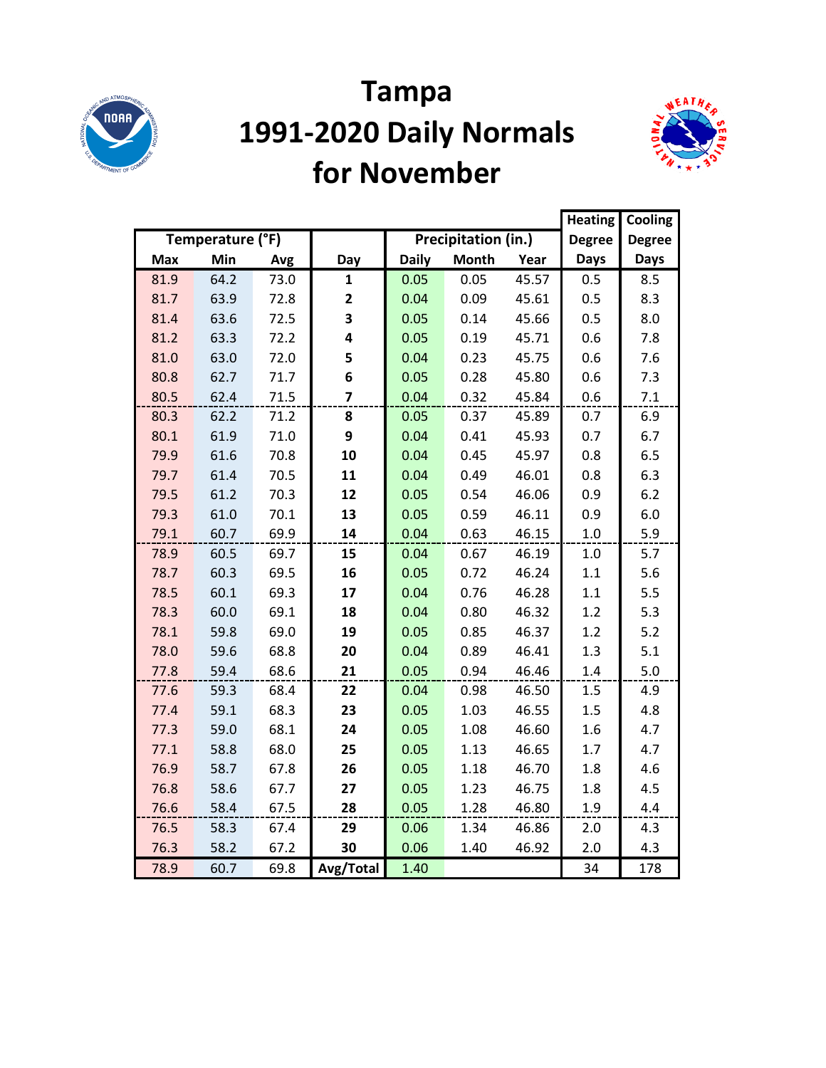# Tampa
# 1991-2020 Daily Normals
# for November

| Temperature (°F) | | | | Precipitation (in.) | | | Heating Degree Days | Cooling Degree Days |
|---|---|---|---|---|---|---|---|---|
| Max | Min | Avg | Day | Daily | Month | Year | | |
| 81.9 | 64.2 | 73.0 | 1 | 0.05 | 0.05 | 45.57 | 0.5 | 8.5 |
| 81.7 | 63.9 | 72.8 | 2 | 0.04 | 0.09 | 45.61 | 0.5 | 8.3 |
| 81.4 | 63.6 | 72.5 | 3 | 0.05 | 0.14 | 45.66 | 0.5 | 8.0 |
| 81.2 | 63.3 | 72.2 | 4 | 0.05 | 0.19 | 45.71 | 0.6 | 7.8 |
| 81.0 | 63.0 | 72.0 | 5 | 0.04 | 0.23 | 45.75 | 0.6 | 7.6 |
| 80.8 | 62.7 | 71.7 | 6 | 0.05 | 0.28 | 45.80 | 0.6 | 7.3 |
| 80.5 | 62.4 | 71.5 | 7 | 0.04 | 0.32 | 45.84 | 0.6 | 7.1 |
| 80.3 | 62.2 | 71.2 | 8 | 0.05 | 0.37 | 45.89 | 0.7 | 6.9 |
| 80.1 | 61.9 | 71.0 | 9 | 0.04 | 0.41 | 45.93 | 0.7 | 6.7 |
| 79.9 | 61.6 | 70.8 | 10 | 0.04 | 0.45 | 45.97 | 0.8 | 6.5 |
| 79.7 | 61.4 | 70.5 | 11 | 0.04 | 0.49 | 46.01 | 0.8 | 6.3 |
| 79.5 | 61.2 | 70.3 | 12 | 0.05 | 0.54 | 46.06 | 0.9 | 6.2 |
| 79.3 | 61.0 | 70.1 | 13 | 0.05 | 0.59 | 46.11 | 0.9 | 6.0 |
| 79.1 | 60.7 | 69.9 | 14 | 0.04 | 0.63 | 46.15 | 1.0 | 5.9 |
| 78.9 | 60.5 | 69.7 | 15 | 0.04 | 0.67 | 46.19 | 1.0 | 5.7 |
| 78.7 | 60.3 | 69.5 | 16 | 0.05 | 0.72 | 46.24 | 1.1 | 5.6 |
| 78.5 | 60.1 | 69.3 | 17 | 0.04 | 0.76 | 46.28 | 1.1 | 5.5 |
| 78.3 | 60.0 | 69.1 | 18 | 0.04 | 0.80 | 46.32 | 1.2 | 5.3 |
| 78.1 | 59.8 | 69.0 | 19 | 0.05 | 0.85 | 46.37 | 1.2 | 5.2 |
| 78.0 | 59.6 | 68.8 | 20 | 0.04 | 0.89 | 46.41 | 1.3 | 5.1 |
| 77.8 | 59.4 | 68.6 | 21 | 0.05 | 0.94 | 46.46 | 1.4 | 5.0 |
| 77.6 | 59.3 | 68.4 | 22 | 0.04 | 0.98 | 46.50 | 1.5 | 4.9 |
| 77.4 | 59.1 | 68.3 | 23 | 0.05 | 1.03 | 46.55 | 1.5 | 4.8 |
| 77.3 | 59.0 | 68.1 | 24 | 0.05 | 1.08 | 46.60 | 1.6 | 4.7 |
| 77.1 | 58.8 | 68.0 | 25 | 0.05 | 1.13 | 46.65 | 1.7 | 4.7 |
| 76.9 | 58.7 | 67.8 | 26 | 0.05 | 1.18 | 46.70 | 1.8 | 4.6 |
| 76.8 | 58.6 | 67.7 | 27 | 0.05 | 1.23 | 46.75 | 1.8 | 4.5 |
| 76.6 | 58.4 | 67.5 | 28 | 0.05 | 1.28 | 46.80 | 1.9 | 4.4 |
| 76.5 | 58.3 | 67.4 | 29 | 0.06 | 1.34 | 46.86 | 2.0 | 4.3 |
| 76.3 | 58.2 | 67.2 | 30 | 0.06 | 1.40 | 46.92 | 2.0 | 4.3 |
| 78.9 | 60.7 | 69.8 | Avg/Total | 1.40 | | | 34 | 178 |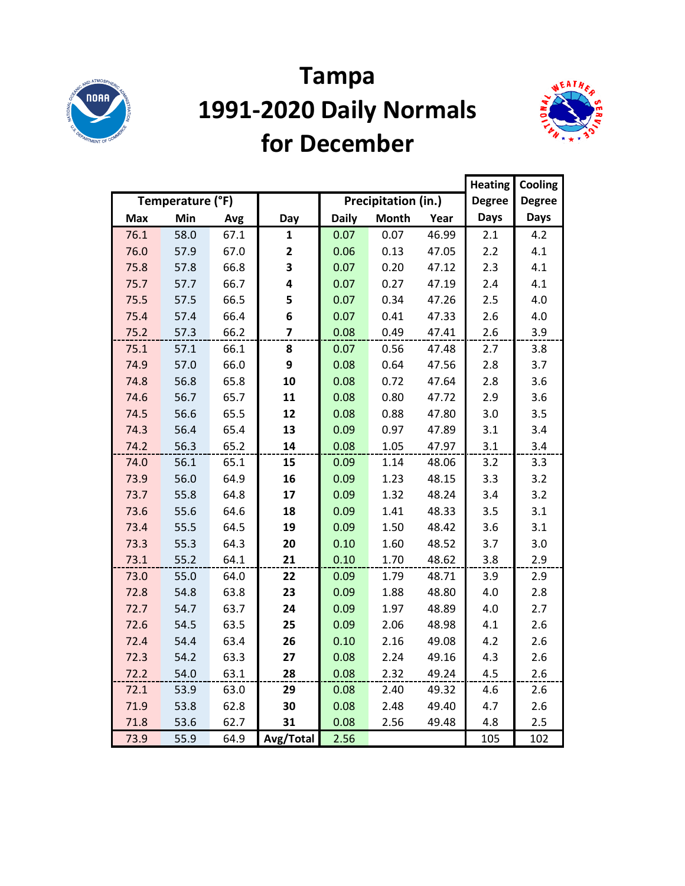# Tampa
# 1991-2020 Daily Normals
# for December

| Temperature (°F) | | | | Precipitation (in.) | | | Heating Degree Days | Cooling Degree Days |
|---|---|---|---|---|---|---|---|---|
| Max | Min | Avg | Day | Daily | Month | Year | | |
| 76.1 | 58.0 | 67.1 | **1** | 0.07 | 0.07 | 46.99 | 2.1 | 4.2 |
| 76.0 | 57.9 | 67.0 | **2** | 0.06 | 0.13 | 47.05 | 2.2 | 4.1 |
| 75.8 | 57.8 | 66.8 | **3** | 0.07 | 0.20 | 47.12 | 2.3 | 4.1 |
| 75.7 | 57.7 | 66.7 | **4** | 0.07 | 0.27 | 47.19 | 2.4 | 4.1 |
| 75.5 | 57.5 | 66.5 | **5** | 0.07 | 0.34 | 47.26 | 2.5 | 4.0 |
| 75.4 | 57.4 | 66.4 | **6** | 0.07 | 0.41 | 47.33 | 2.6 | 4.0 |
| 75.2 | 57.3 | 66.2 | **7** | 0.08 | 0.49 | 47.41 | 2.6 | 3.9 |
| 75.1 | 57.1 | 66.1 | **8** | 0.07 | 0.56 | 47.48 | 2.7 | 3.8 |
| 74.9 | 57.0 | 66.0 | **9** | 0.08 | 0.64 | 47.56 | 2.8 | 3.7 |
| 74.8 | 56.8 | 65.8 | **10** | 0.08 | 0.72 | 47.64 | 2.8 | 3.6 |
| 74.6 | 56.7 | 65.7 | **11** | 0.08 | 0.80 | 47.72 | 2.9 | 3.6 |
| 74.5 | 56.6 | 65.5 | **12** | 0.08 | 0.88 | 47.80 | 3.0 | 3.5 |
| 74.3 | 56.4 | 65.4 | **13** | 0.09 | 0.97 | 47.89 | 3.1 | 3.4 |
| 74.2 | 56.3 | 65.2 | **14** | 0.08 | 1.05 | 47.97 | 3.1 | 3.4 |
| 74.0 | 56.1 | 65.1 | **15** | 0.09 | 1.14 | 48.06 | 3.2 | 3.3 |
| 73.9 | 56.0 | 64.9 | **16** | 0.09 | 1.23 | 48.15 | 3.3 | 3.2 |
| 73.7 | 55.8 | 64.8 | **17** | 0.09 | 1.32 | 48.24 | 3.4 | 3.2 |
| 73.6 | 55.6 | 64.6 | **18** | 0.09 | 1.41 | 48.33 | 3.5 | 3.1 |
| 73.4 | 55.5 | 64.5 | **19** | 0.09 | 1.50 | 48.42 | 3.6 | 3.1 |
| 73.3 | 55.3 | 64.3 | **20** | 0.10 | 1.60 | 48.52 | 3.7 | 3.0 |
| 73.1 | 55.2 | 64.1 | **21** | 0.10 | 1.70 | 48.62 | 3.8 | 2.9 |
| 73.0 | 55.0 | 64.0 | **22** | 0.09 | 1.79 | 48.71 | 3.9 | 2.9 |
| 72.8 | 54.8 | 63.8 | **23** | 0.09 | 1.88 | 48.80 | 4.0 | 2.8 |
| 72.7 | 54.7 | 63.7 | **24** | 0.09 | 1.97 | 48.89 | 4.0 | 2.7 |
| 72.6 | 54.5 | 63.5 | **25** | 0.09 | 2.06 | 48.98 | 4.1 | 2.6 |
| 72.4 | 54.4 | 63.4 | **26** | 0.10 | 2.16 | 49.08 | 4.2 | 2.6 |
| 72.3 | 54.2 | 63.3 | **27** | 0.08 | 2.24 | 49.16 | 4.3 | 2.6 |
| 72.2 | 54.0 | 63.1 | **28** | 0.08 | 2.32 | 49.24 | 4.5 | 2.6 |
| 72.1 | 53.9 | 63.0 | **29** | 0.08 | 2.40 | 49.32 | 4.6 | 2.6 |
| 71.9 | 53.8 | 62.8 | **30** | 0.08 | 2.48 | 49.40 | 4.7 | 2.6 |
| 71.8 | 53.6 | 62.7 | **31** | 0.08 | 2.56 | 49.48 | 4.8 | 2.5 |
| 73.9 | 55.9 | 64.9 | **Avg/Total** | 2.56 | | | 105 | 102 |